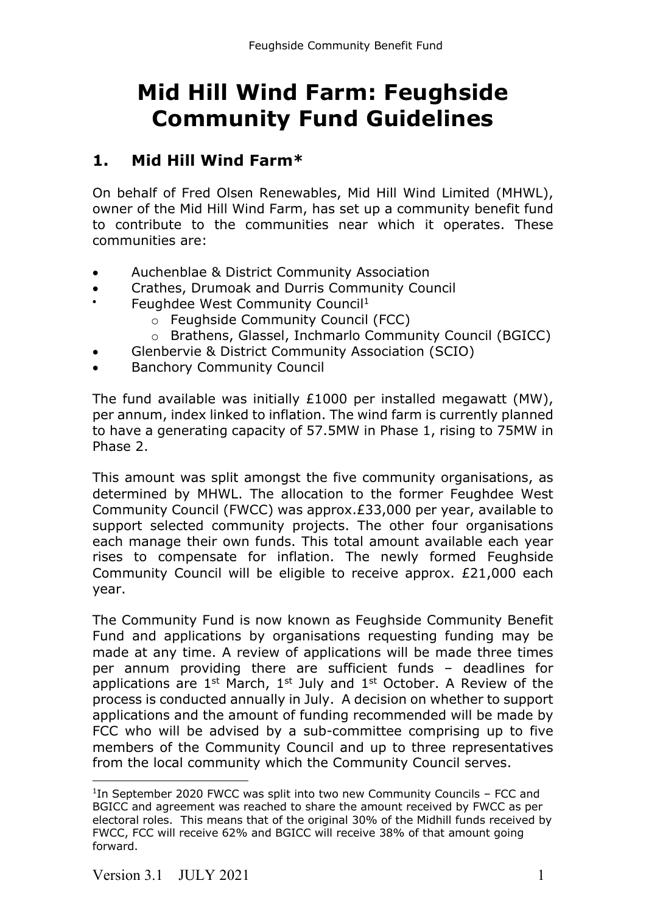# Mid Hill Wind Farm: Feughside Community Fund Guidelines

## 1. Mid Hill Wind Farm*

On behalf of Fred Olsen Renewables, Mid Hill Wind Limited (MHWL), owner of the Mid Hill Wind Farm, has set up a community benefit fund to contribute to the communities near which it operates. These communities are:

- Auchenblae & District Community Association
- Crathes, Drumoak and Durris Community Council
- Feughdee West Community Council[1]
  - Feughside Community Council (FCC)
  - Brathens, Glassel, Inchmarlo Community Council (BGICC)
- Glenbervie & District Community Association (SCIO)
- Banchory Community Council

The fund available was initially £1000 per installed megawatt (MW), per annum, index linked to inflation. The wind farm is currently planned to have a generating capacity of 57.5MW in Phase 1, rising to 75MW in Phase 2.

This amount was split amongst the five community organisations, as determined by MHWL. The allocation to the former Feughdee West Community Council (FWCC) was approx.£33,000 per year, available to support selected community projects. The other four organisations each manage their own funds. This total amount available each year rises to compensate for inflation. The newly formed Feughside Community Council will be eligible to receive approx. £21,000 each year.

The Community Fund is now known as Feughside Community Benefit Fund and applications by organisations requesting funding may be made at any time. A review of applications will be made three times per annum providing there are sufficient funds – deadlines for applications are 1st March, 1st July and 1st October. A Review of the process is conducted annually in July. A decision on whether to support applications and the amount of funding recommended will be made by FCC who will be advised by a sub-committee comprising up to five members of the Community Council and up to three representatives from the local community which the Community Council serves.

---

[1] In September 2020 FWCC was split into two new Community Councils – FCC and BGICC and agreement was reached to share the amount received by FWCC as per electoral roles. This means that of the original 30% of the Midhill funds received by FWCC, FCC will receive 62% and BGICC will receive 38% of that amount going forward.

Version 3.1 JULY 2021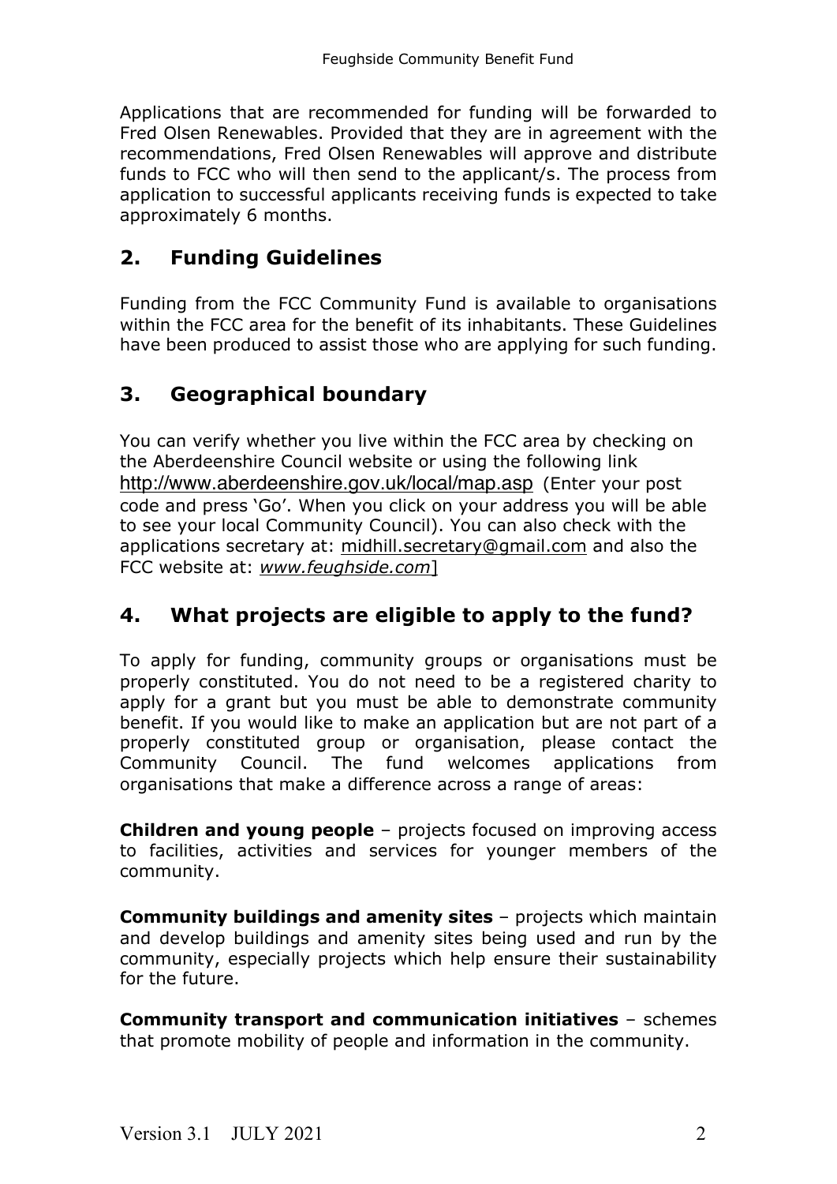Applications that are recommended for funding will be forwarded to Fred Olsen Renewables. Provided that they are in agreement with the recommendations, Fred Olsen Renewables will approve and distribute funds to FCC who will then send to the applicant/s. The process from application to successful applicants receiving funds is expected to take approximately 6 months.

## 2. Funding Guidelines

Funding from the FCC Community Fund is available to organisations within the FCC area for the benefit of its inhabitants. These Guidelines have been produced to assist those who are applying for such funding.

## 3. Geographical boundary

You can verify whether you live within the FCC area by checking on the Aberdeenshire Council website or using the following link http://www.aberdeenshire.gov.uk/local/map.asp (Enter your post code and press 'Go'. When you click on your address you will be able to see your local Community Council). You can also check with the applications secretary at: midhill.secretary@gmail.com and also the FCC website at: *www.feughside.com*]

## 4. What projects are eligible to apply to the fund?

To apply for funding, community groups or organisations must be properly constituted. You do not need to be a registered charity to apply for a grant but you must be able to demonstrate community benefit. If you would like to make an application but are not part of a properly constituted group or organisation, please contact the Community Council. The fund welcomes applications from organisations that make a difference across a range of areas:

**Children and young people** – projects focused on improving access to facilities, activities and services for younger members of the community.

**Community buildings and amenity sites** – projects which maintain and develop buildings and amenity sites being used and run by the community, especially projects which help ensure their sustainability for the future.

**Community transport and communication initiatives** – schemes that promote mobility of people and information in the community.

Version 3.1 JULY 2021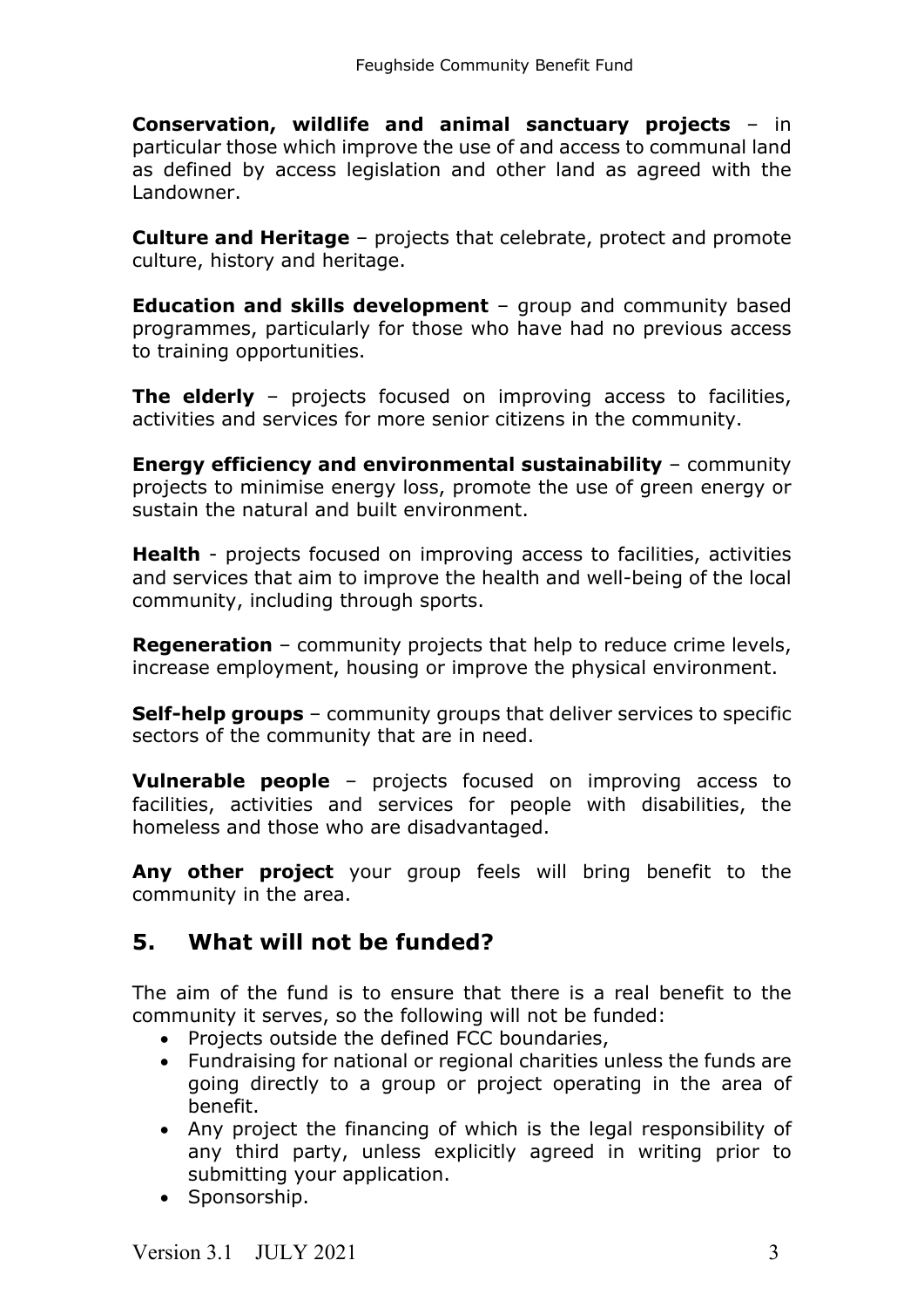**Conservation, wildlife and animal sanctuary projects** – in particular those which improve the use of and access to communal land as defined by access legislation and other land as agreed with the Landowner.

**Culture and Heritage** – projects that celebrate, protect and promote culture, history and heritage.

**Education and skills development** – group and community based programmes, particularly for those who have had no previous access to training opportunities.

**The elderly** – projects focused on improving access to facilities, activities and services for more senior citizens in the community.

**Energy efficiency and environmental sustainability** – community projects to minimise energy loss, promote the use of green energy or sustain the natural and built environment.

**Health** - projects focused on improving access to facilities, activities and services that aim to improve the health and well-being of the local community, including through sports.

**Regeneration** – community projects that help to reduce crime levels, increase employment, housing or improve the physical environment.

**Self-help groups** – community groups that deliver services to specific sectors of the community that are in need.

**Vulnerable people** – projects focused on improving access to facilities, activities and services for people with disabilities, the homeless and those who are disadvantaged.

**Any other project** your group feels will bring benefit to the community in the area.

## 5. What will not be funded?

The aim of the fund is to ensure that there is a real benefit to the community it serves, so the following will not be funded:

- Projects outside the defined FCC boundaries,
- Fundraising for national or regional charities unless the funds are going directly to a group or project operating in the area of benefit.
- Any project the financing of which is the legal responsibility of any third party, unless explicitly agreed in writing prior to submitting your application.
- Sponsorship.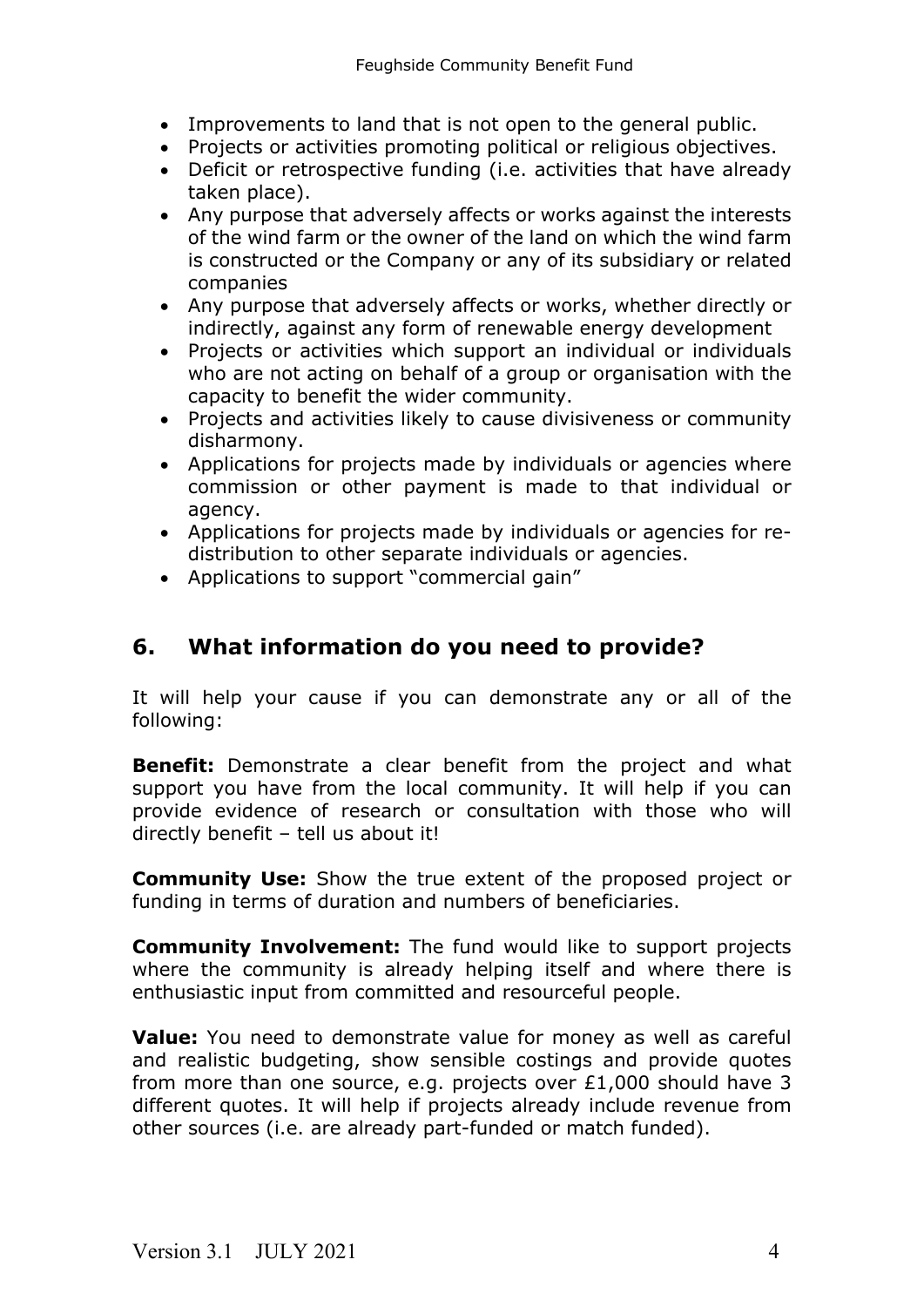- Improvements to land that is not open to the general public.
- Projects or activities promoting political or religious objectives.
- Deficit or retrospective funding (i.e. activities that have already taken place).
- Any purpose that adversely affects or works against the interests of the wind farm or the owner of the land on which the wind farm is constructed or the Company or any of its subsidiary or related companies
- Any purpose that adversely affects or works, whether directly or indirectly, against any form of renewable energy development
- Projects or activities which support an individual or individuals who are not acting on behalf of a group or organisation with the capacity to benefit the wider community.
- Projects and activities likely to cause divisiveness or community disharmony.
- Applications for projects made by individuals or agencies where commission or other payment is made to that individual or agency.
- Applications for projects made by individuals or agencies for re-distribution to other separate individuals or agencies.
- Applications to support "commercial gain"

## 6. What information do you need to provide?

It will help your cause if you can demonstrate any or all of the following:

**Benefit:** Demonstrate a clear benefit from the project and what support you have from the local community. It will help if you can provide evidence of research or consultation with those who will directly benefit – tell us about it!

**Community Use:** Show the true extent of the proposed project or funding in terms of duration and numbers of beneficiaries.

**Community Involvement:** The fund would like to support projects where the community is already helping itself and where there is enthusiastic input from committed and resourceful people.

**Value:** You need to demonstrate value for money as well as careful and realistic budgeting, show sensible costings and provide quotes from more than one source, e.g. projects over £1,000 should have 3 different quotes. It will help if projects already include revenue from other sources (i.e. are already part-funded or match funded).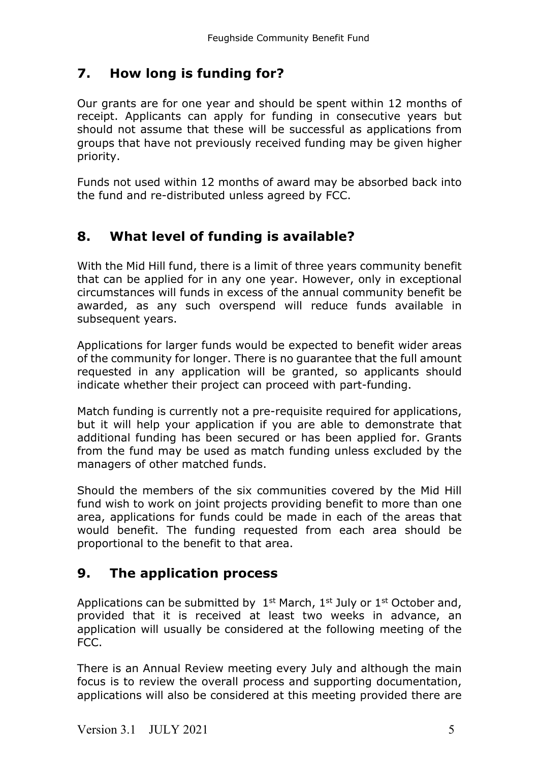## 7. How long is funding for?

Our grants are for one year and should be spent within 12 months of receipt. Applicants can apply for funding in consecutive years but should not assume that these will be successful as applications from groups that have not previously received funding may be given higher priority.

Funds not used within 12 months of award may be absorbed back into the fund and re-distributed unless agreed by FCC.

## 8. What level of funding is available?

With the Mid Hill fund, there is a limit of three years community benefit that can be applied for in any one year. However, only in exceptional circumstances will funds in excess of the annual community benefit be awarded, as any such overspend will reduce funds available in subsequent years.

Applications for larger funds would be expected to benefit wider areas of the community for longer. There is no guarantee that the full amount requested in any application will be granted, so applicants should indicate whether their project can proceed with part-funding.

Match funding is currently not a pre-requisite required for applications, but it will help your application if you are able to demonstrate that additional funding has been secured or has been applied for. Grants from the fund may be used as match funding unless excluded by the managers of other matched funds.

Should the members of the six communities covered by the Mid Hill fund wish to work on joint projects providing benefit to more than one area, applications for funds could be made in each of the areas that would benefit. The funding requested from each area should be proportional to the benefit to that area.

## 9. The application process

Applications can be submitted by 1st March, 1st July or 1st October and, provided that it is received at least two weeks in advance, an application will usually be considered at the following meeting of the FCC.

There is an Annual Review meeting every July and although the main focus is to review the overall process and supporting documentation, applications will also be considered at this meeting provided there are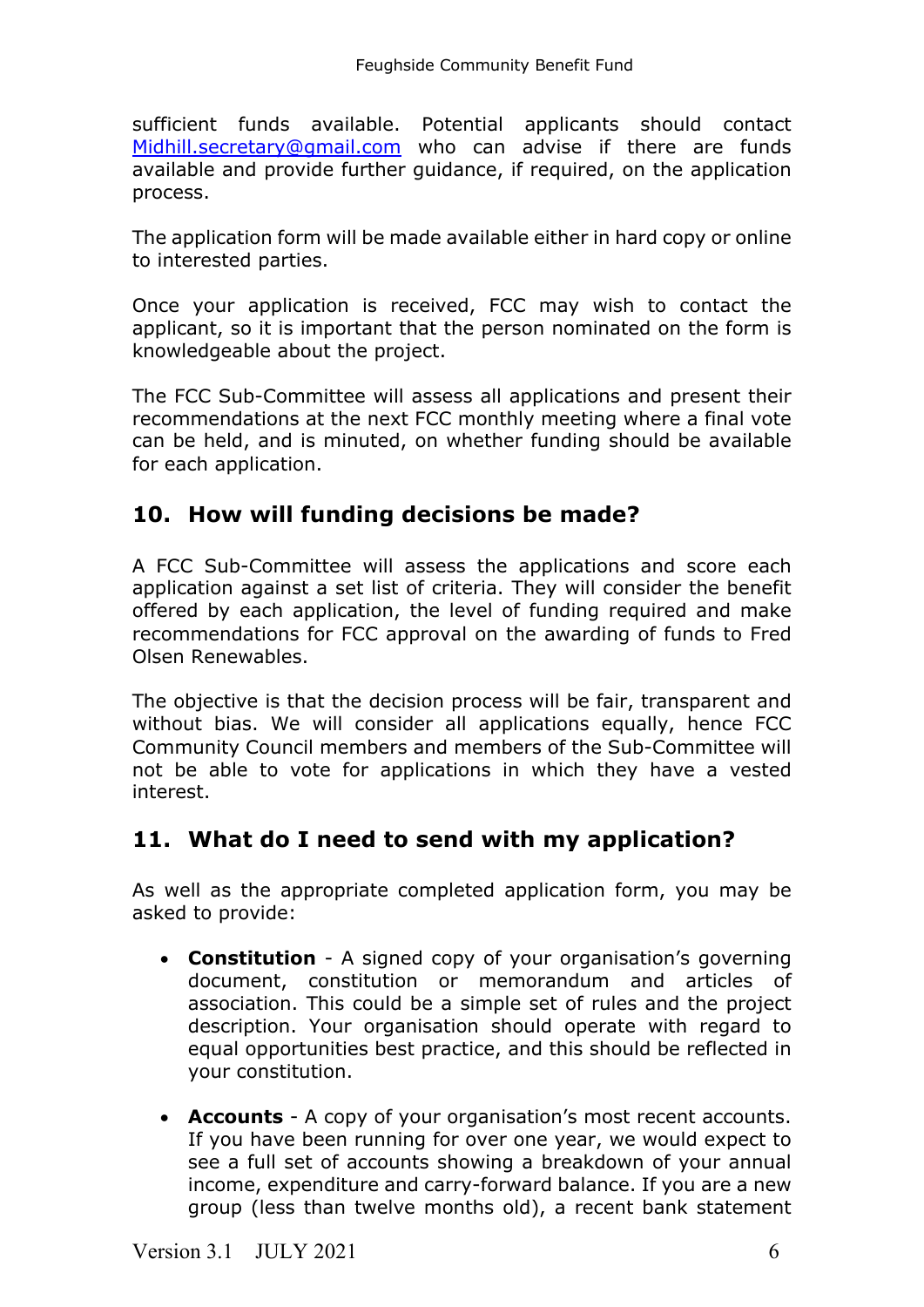sufficient funds available. Potential applicants should contact Midhill.secretary@gmail.com who can advise if there are funds available and provide further guidance, if required, on the application process.

The application form will be made available either in hard copy or online to interested parties.

Once your application is received, FCC may wish to contact the applicant, so it is important that the person nominated on the form is knowledgeable about the project.

The FCC Sub-Committee will assess all applications and present their recommendations at the next FCC monthly meeting where a final vote can be held, and is minuted, on whether funding should be available for each application.

## 10. How will funding decisions be made?

A FCC Sub-Committee will assess the applications and score each application against a set list of criteria. They will consider the benefit offered by each application, the level of funding required and make recommendations for FCC approval on the awarding of funds to Fred Olsen Renewables.

The objective is that the decision process will be fair, transparent and without bias. We will consider all applications equally, hence FCC Community Council members and members of the Sub-Committee will not be able to vote for applications in which they have a vested interest.

## 11. What do I need to send with my application?

As well as the appropriate completed application form, you may be asked to provide:

- **Constitution** - A signed copy of your organisation's governing document, constitution or memorandum and articles of association. This could be a simple set of rules and the project description. Your organisation should operate with regard to equal opportunities best practice, and this should be reflected in your constitution.

- **Accounts** - A copy of your organisation's most recent accounts. If you have been running for over one year, we would expect to see a full set of accounts showing a breakdown of your annual income, expenditure and carry-forward balance. If you are a new group (less than twelve months old), a recent bank statement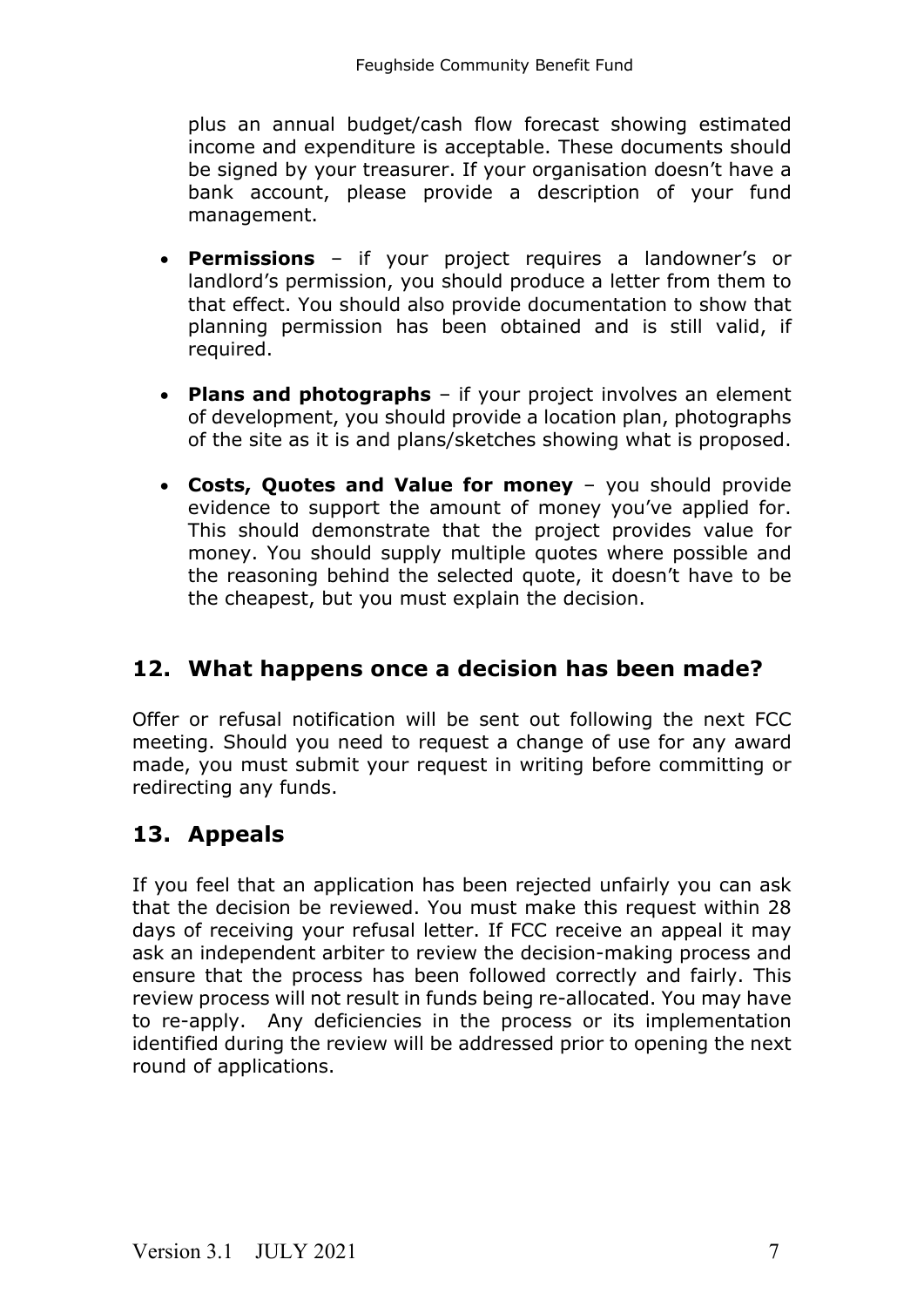plus an annual budget/cash flow forecast showing estimated income and expenditure is acceptable. These documents should be signed by your treasurer. If your organisation doesn't have a bank account, please provide a description of your fund management.

- **Permissions** – if your project requires a landowner's or landlord's permission, you should produce a letter from them to that effect. You should also provide documentation to show that planning permission has been obtained and is still valid, if required.

- **Plans and photographs** – if your project involves an element of development, you should provide a location plan, photographs of the site as it is and plans/sketches showing what is proposed.

- **Costs, Quotes and Value for money** – you should provide evidence to support the amount of money you've applied for. This should demonstrate that the project provides value for money. You should supply multiple quotes where possible and the reasoning behind the selected quote, it doesn't have to be the cheapest, but you must explain the decision.

## 12. What happens once a decision has been made?

Offer or refusal notification will be sent out following the next FCC meeting. Should you need to request a change of use for any award made, you must submit your request in writing before committing or redirecting any funds.

## 13. Appeals

If you feel that an application has been rejected unfairly you can ask that the decision be reviewed. You must make this request within 28 days of receiving your refusal letter. If FCC receive an appeal it may ask an independent arbiter to review the decision-making process and ensure that the process has been followed correctly and fairly. This review process will not result in funds being re-allocated. You may have to re-apply. Any deficiencies in the process or its implementation identified during the review will be addressed prior to opening the next round of applications.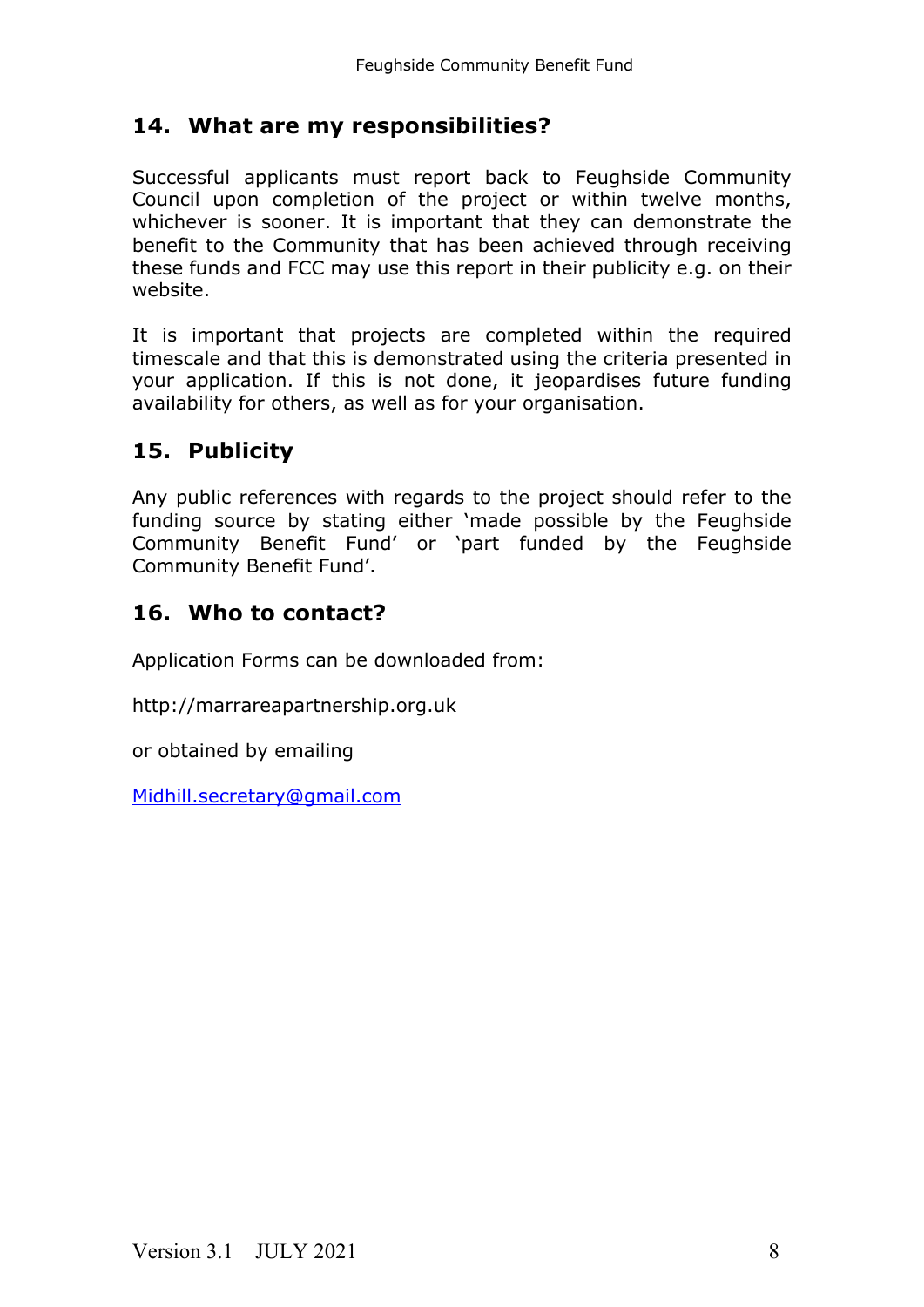## 14. What are my responsibilities?

Successful applicants must report back to Feughside Community Council upon completion of the project or within twelve months, whichever is sooner. It is important that they can demonstrate the benefit to the Community that has been achieved through receiving these funds and FCC may use this report in their publicity e.g. on their website.

It is important that projects are completed within the required timescale and that this is demonstrated using the criteria presented in your application. If this is not done, it jeopardises future funding availability for others, as well as for your organisation.

## 15. Publicity

Any public references with regards to the project should refer to the funding source by stating either 'made possible by the Feughside Community Benefit Fund' or 'part funded by the Feughside Community Benefit Fund'.

## 16. Who to contact?

Application Forms can be downloaded from:

http://marrareapartnership.org.uk

or obtained by emailing

Midhill.secretary@gmail.com

Version 3.1 JULY 2021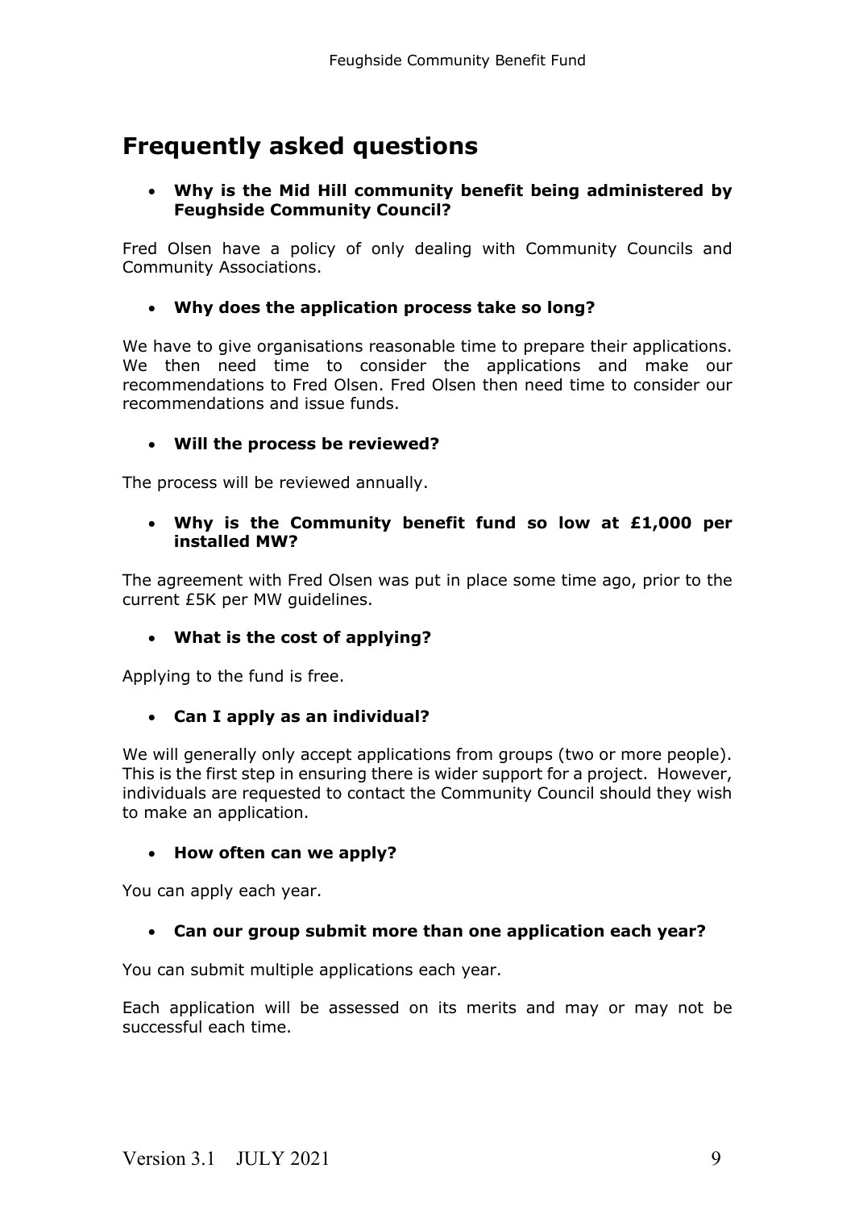# Frequently asked questions

- **Why is the Mid Hill community benefit being administered by Feughside Community Council?**

Fred Olsen have a policy of only dealing with Community Councils and Community Associations.

- **Why does the application process take so long?**

We have to give organisations reasonable time to prepare their applications. We then need time to consider the applications and make our recommendations to Fred Olsen. Fred Olsen then need time to consider our recommendations and issue funds.

- **Will the process be reviewed?**

The process will be reviewed annually.

- **Why is the Community benefit fund so low at £1,000 per installed MW?**

The agreement with Fred Olsen was put in place some time ago, prior to the current £5K per MW guidelines.

- **What is the cost of applying?**

Applying to the fund is free.

- **Can I apply as an individual?**

We will generally only accept applications from groups (two or more people). This is the first step in ensuring there is wider support for a project. However, individuals are requested to contact the Community Council should they wish to make an application.

- **How often can we apply?**

You can apply each year.

- **Can our group submit more than one application each year?**

You can submit multiple applications each year.

Each application will be assessed on its merits and may or may not be successful each time.